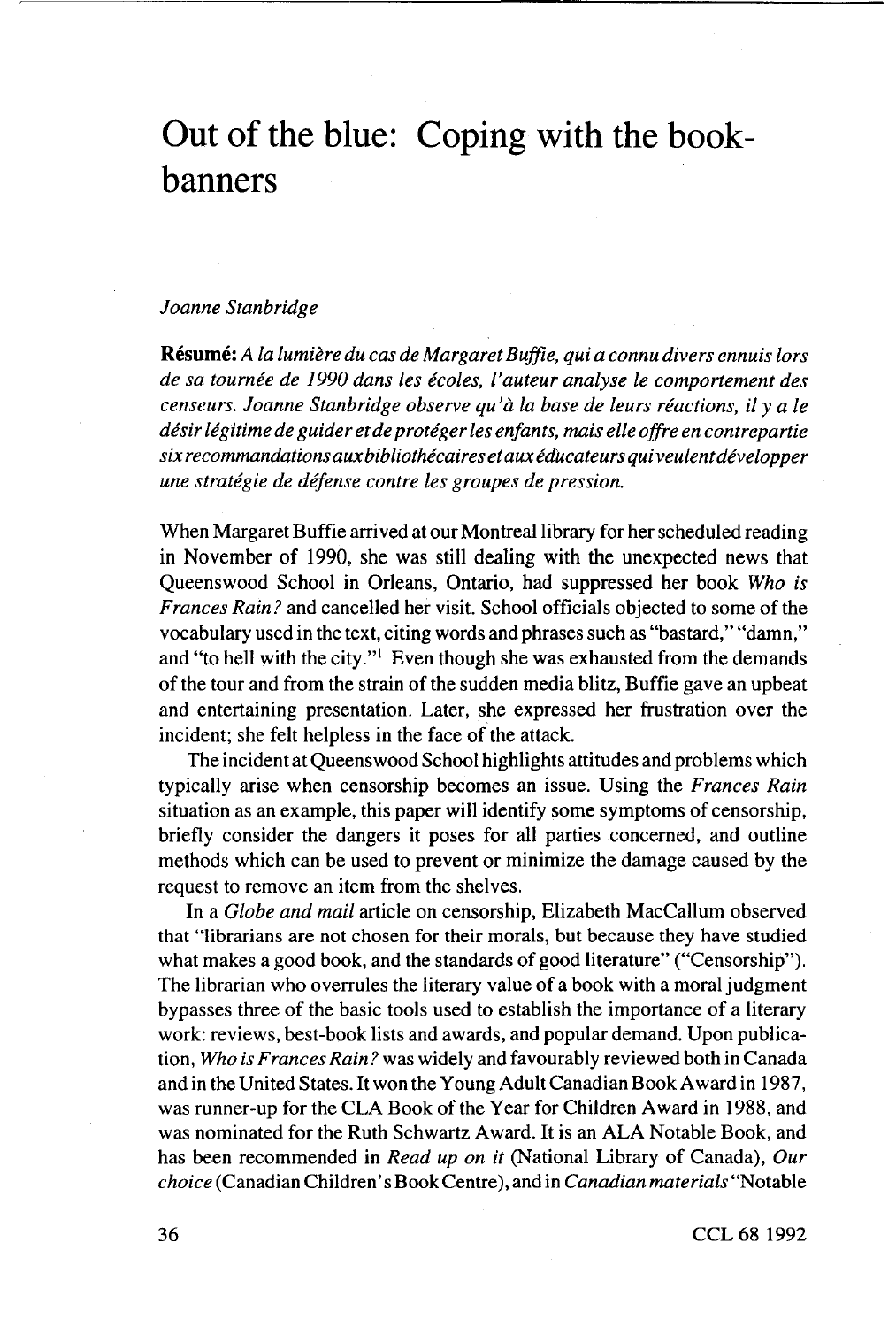# Out of the blue: Coping with the book-banners

*Joanne Stanbridge*

**Résumé:** *A la lumière du cas de Margaret Buffie, qui a connu divers ennuis lors de sa tournée de 1990 dans les écoles, l'auteur analyse le comportement des censeurs. Joanne Stanbridge observe qu'à la base de leurs réactions, il y a le désir légitime de guider et de protéger les enfants, mais elle offre en contrepartie six recommandations aux bibliothécaires et aux éducateurs qui veulent développer une stratégie de défense contre les groupes de pression.*

When Margaret Buffie arrived at our Montreal library for her scheduled reading in November of 1990, she was still dealing with the unexpected news that Queenswood School in Orleans, Ontario, had suppressed her book *Who is Frances Rain?* and cancelled her visit. School officials objected to some of the vocabulary used in the text, citing words and phrases such as "bastard," "damn," and "to hell with the city."[1] Even though she was exhausted from the demands of the tour and from the strain of the sudden media blitz, Buffie gave an upbeat and entertaining presentation. Later, she expressed her frustration over the incident; she felt helpless in the face of the attack.

The incident at Queenswood School highlights attitudes and problems which typically arise when censorship becomes an issue. Using the *Frances Rain* situation as an example, this paper will identify some symptoms of censorship, briefly consider the dangers it poses for all parties concerned, and outline methods which can be used to prevent or minimize the damage caused by the request to remove an item from the shelves.

In a *Globe and mail* article on censorship, Elizabeth MacCallum observed that "librarians are not chosen for their morals, but because they have studied what makes a good book, and the standards of good literature" ("Censorship"). The librarian who overrules the literary value of a book with a moral judgment bypasses three of the basic tools used to establish the importance of a literary work: reviews, best-book lists and awards, and popular demand. Upon publication, *Who is Frances Rain?* was widely and favourably reviewed both in Canada and in the United States. It won the Young Adult Canadian Book Award in 1987, was runner-up for the CLA Book of the Year for Children Award in 1988, and was nominated for the Ruth Schwartz Award. It is an ALA Notable Book, and has been recommended in *Read up on it* (National Library of Canada), *Our choice* (Canadian Children's Book Centre), and in *Canadian materials* "Notable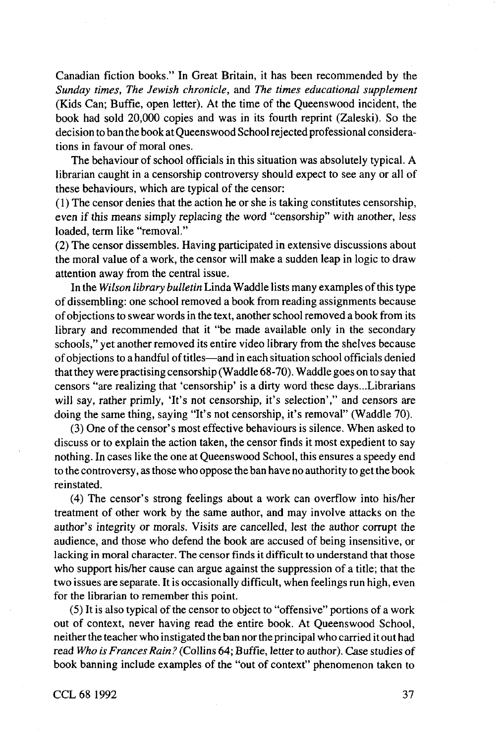Canadian fiction books." In Great Britain, it has been recommended by the *Sunday times*, *The Jewish chronicle*, and *The times educational supplement* (Kids Can; Buffie, open letter). At the time of the Queenswood incident, the book had sold 20,000 copies and was in its fourth reprint (Zaleski). So the decision to ban the book at Queenswood School rejected professional considerations in favour of moral ones.

The behaviour of school officials in this situation was absolutely typical. A librarian caught in a censorship controversy should expect to see any or all of these behaviours, which are typical of the censor:

(1) The censor denies that the action he or she is taking constitutes censorship, even if this means simply replacing the word "censorship" with another, less loaded, term like "removal."

(2) The censor dissembles. Having participated in extensive discussions about the moral value of a work, the censor will make a sudden leap in logic to draw attention away from the central issue.

In the *Wilson library bulletin* Linda Waddle lists many examples of this type of dissembling: one school removed a book from reading assignments because of objections to swear words in the text, another school removed a book from its library and recommended that it "be made available only in the secondary schools," yet another removed its entire video library from the shelves because of objections to a handful of titles—and in each situation school officials denied that they were practising censorship (Waddle 68-70). Waddle goes on to say that censors "are realizing that 'censorship' is a dirty word these days...Librarians will say, rather primly, 'It's not censorship, it's selection'," and censors are doing the same thing, saying "It's not censorship, it's removal" (Waddle 70).

(3) One of the censor's most effective behaviours is silence. When asked to discuss or to explain the action taken, the censor finds it most expedient to say nothing. In cases like the one at Queenswood School, this ensures a speedy end to the controversy, as those who oppose the ban have no authority to get the book reinstated.

(4) The censor's strong feelings about a work can overflow into his/her treatment of other work by the same author, and may involve attacks on the author's integrity or morals. Visits are cancelled, lest the author corrupt the audience, and those who defend the book are accused of being insensitive, or lacking in moral character. The censor finds it difficult to understand that those who support his/her cause can argue against the suppression of a title; that the two issues are separate. It is occasionally difficult, when feelings run high, even for the librarian to remember this point.

(5) It is also typical of the censor to object to "offensive" portions of a work out of context, never having read the entire book. At Queenswood School, neither the teacher who instigated the ban nor the principal who carried it out had read *Who is Frances Rain?* (Collins 64; Buffie, letter to author). Case studies of book banning include examples of the "out of context" phenomenon taken to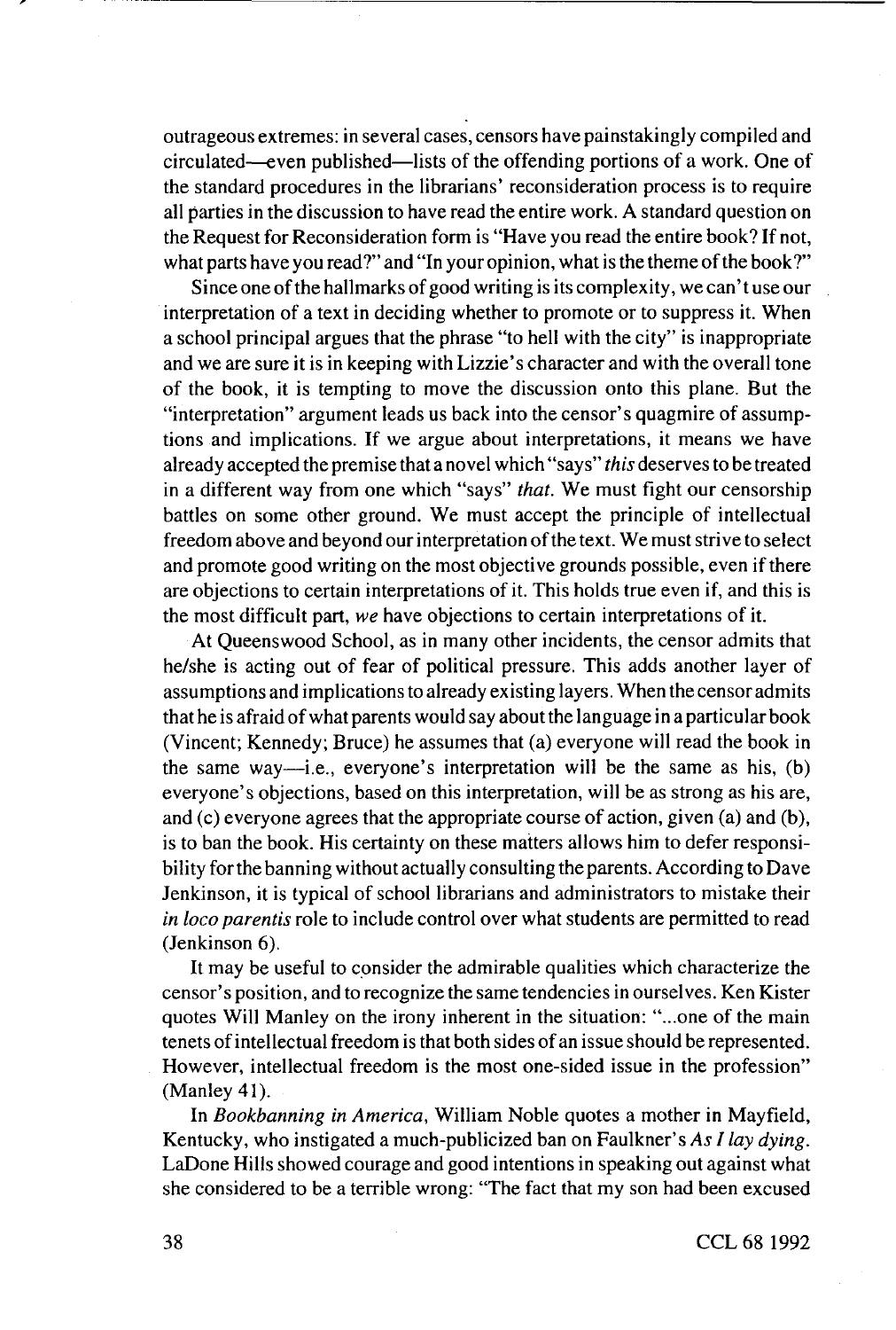outrageous extremes: in several cases, censors have painstakingly compiled and circulated—even published—lists of the offending portions of a work. One of the standard procedures in the librarians' reconsideration process is to require all parties in the discussion to have read the entire work. A standard question on the Request for Reconsideration form is "Have you read the entire book? If not, what parts have you read?" and "In your opinion, what is the theme of the book?"

Since one of the hallmarks of good writing is its complexity, we can't use our interpretation of a text in deciding whether to promote or to suppress it. When a school principal argues that the phrase "to hell with the city" is inappropriate and we are sure it is in keeping with Lizzie's character and with the overall tone of the book, it is tempting to move the discussion onto this plane. But the "interpretation" argument leads us back into the censor's quagmire of assumptions and implications. If we argue about interpretations, it means we have already accepted the premise that a novel which "says" *this* deserves to be treated in a different way from one which "says" *that*. We must fight our censorship battles on some other ground. We must accept the principle of intellectual freedom above and beyond our interpretation of the text. We must strive to select and promote good writing on the most objective grounds possible, even if there are objections to certain interpretations of it. This holds true even if, and this is the most difficult part, *we* have objections to certain interpretations of it.

At Queenswood School, as in many other incidents, the censor admits that he/she is acting out of fear of political pressure. This adds another layer of assumptions and implications to already existing layers. When the censor admits that he is afraid of what parents would say about the language in a particular book (Vincent; Kennedy; Bruce) he assumes that (a) everyone will read the book in the same way—i.e., everyone's interpretation will be the same as his, (b) everyone's objections, based on this interpretation, will be as strong as his are, and (c) everyone agrees that the appropriate course of action, given (a) and (b), is to ban the book. His certainty on these matters allows him to defer responsibility for the banning without actually consulting the parents. According to Dave Jenkinson, it is typical of school librarians and administrators to mistake their *in loco parentis* role to include control over what students are permitted to read (Jenkinson 6).

It may be useful to consider the admirable qualities which characterize the censor's position, and to recognize the same tendencies in ourselves. Ken Kister quotes Will Manley on the irony inherent in the situation: "...one of the main tenets of intellectual freedom is that both sides of an issue should be represented. However, intellectual freedom is the most one-sided issue in the profession" (Manley 41).

In *Bookbanning in America*, William Noble quotes a mother in Mayfield, Kentucky, who instigated a much-publicized ban on Faulkner's *As I lay dying*. LaDone Hills showed courage and good intentions in speaking out against what she considered to be a terrible wrong: "The fact that my son had been excused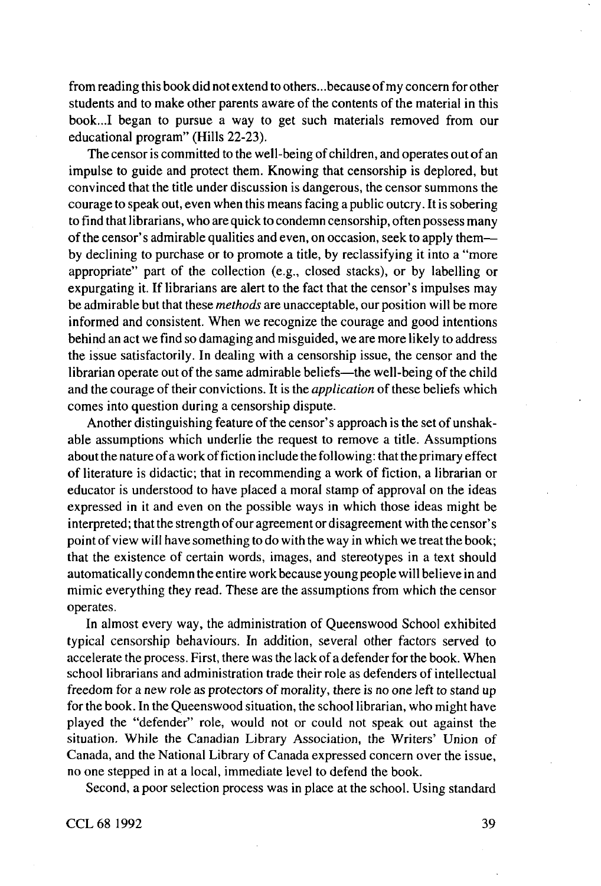from reading this book did not extend to others...because of my concern for other students and to make other parents aware of the contents of the material in this book...I began to pursue a way to get such materials removed from our educational program" (Hills 22-23).

The censor is committed to the well-being of children, and operates out of an impulse to guide and protect them. Knowing that censorship is deplored, but convinced that the title under discussion is dangerous, the censor summons the courage to speak out, even when this means facing a public outcry. It is sobering to find that librarians, who are quick to condemn censorship, often possess many of the censor's admirable qualities and even, on occasion, seek to apply them—by declining to purchase or to promote a title, by reclassifying it into a "more appropriate" part of the collection (e.g., closed stacks), or by labelling or expurgating it. If librarians are alert to the fact that the censor's impulses may be admirable but that these *methods* are unacceptable, our position will be more informed and consistent. When we recognize the courage and good intentions behind an act we find so damaging and misguided, we are more likely to address the issue satisfactorily. In dealing with a censorship issue, the censor and the librarian operate out of the same admirable beliefs—the well-being of the child and the courage of their convictions. It is the *application* of these beliefs which comes into question during a censorship dispute.

Another distinguishing feature of the censor's approach is the set of unshakable assumptions which underlie the request to remove a title. Assumptions about the nature of a work of fiction include the following: that the primary effect of literature is didactic; that in recommending a work of fiction, a librarian or educator is understood to have placed a moral stamp of approval on the ideas expressed in it and even on the possible ways in which those ideas might be interpreted; that the strength of our agreement or disagreement with the censor's point of view will have something to do with the way in which we treat the book; that the existence of certain words, images, and stereotypes in a text should automatically condemn the entire work because young people will believe in and mimic everything they read. These are the assumptions from which the censor operates.

In almost every way, the administration of Queenswood School exhibited typical censorship behaviours. In addition, several other factors served to accelerate the process. First, there was the lack of a defender for the book. When school librarians and administration trade their role as defenders of intellectual freedom for a new role as protectors of morality, there is no one left to stand up for the book. In the Queenswood situation, the school librarian, who might have played the "defender" role, would not or could not speak out against the situation. While the Canadian Library Association, the Writers' Union of Canada, and the National Library of Canada expressed concern over the issue, no one stepped in at a local, immediate level to defend the book.

Second, a poor selection process was in place at the school. Using standard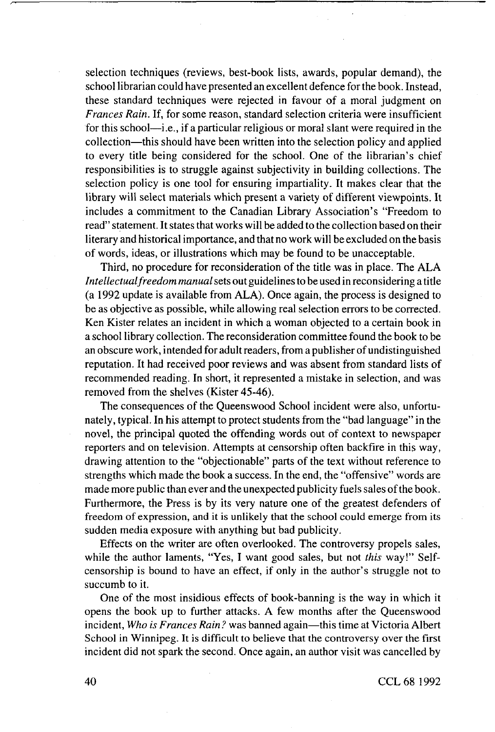selection techniques (reviews, best-book lists, awards, popular demand), the school librarian could have presented an excellent defence for the book. Instead, these standard techniques were rejected in favour of a moral judgment on *Frances Rain*. If, for some reason, standard selection criteria were insufficient for this school—i.e., if a particular religious or moral slant were required in the collection—this should have been written into the selection policy and applied to every title being considered for the school. One of the librarian's chief responsibilities is to struggle against subjectivity in building collections. The selection policy is one tool for ensuring impartiality. It makes clear that the library will select materials which present a variety of different viewpoints. It includes a commitment to the Canadian Library Association's "Freedom to read" statement. It states that works will be added to the collection based on their literary and historical importance, and that no work will be excluded on the basis of words, ideas, or illustrations which may be found to be unacceptable.

Third, no procedure for reconsideration of the title was in place. The ALA *Intellectual freedom manual* sets out guidelines to be used in reconsidering a title (a 1992 update is available from ALA). Once again, the process is designed to be as objective as possible, while allowing real selection errors to be corrected. Ken Kister relates an incident in which a woman objected to a certain book in a school library collection. The reconsideration committee found the book to be an obscure work, intended for adult readers, from a publisher of undistinguished reputation. It had received poor reviews and was absent from standard lists of recommended reading. In short, it represented a mistake in selection, and was removed from the shelves (Kister 45-46).

The consequences of the Queenswood School incident were also, unfortunately, typical. In his attempt to protect students from the "bad language" in the novel, the principal quoted the offending words out of context to newspaper reporters and on television. Attempts at censorship often backfire in this way, drawing attention to the "objectionable" parts of the text without reference to strengths which made the book a success. In the end, the "offensive" words are made more public than ever and the unexpected publicity fuels sales of the book. Furthermore, the Press is by its very nature one of the greatest defenders of freedom of expression, and it is unlikely that the school could emerge from its sudden media exposure with anything but bad publicity.

Effects on the writer are often overlooked. The controversy propels sales, while the author laments, "Yes, I want good sales, but not *this* way!" Self-censorship is bound to have an effect, if only in the author's struggle not to succumb to it.

One of the most insidious effects of book-banning is the way in which it opens the book up to further attacks. A few months after the Queenswood incident, *Who is Frances Rain?* was banned again—this time at Victoria Albert School in Winnipeg. It is difficult to believe that the controversy over the first incident did not spark the second. Once again, an author visit was cancelled by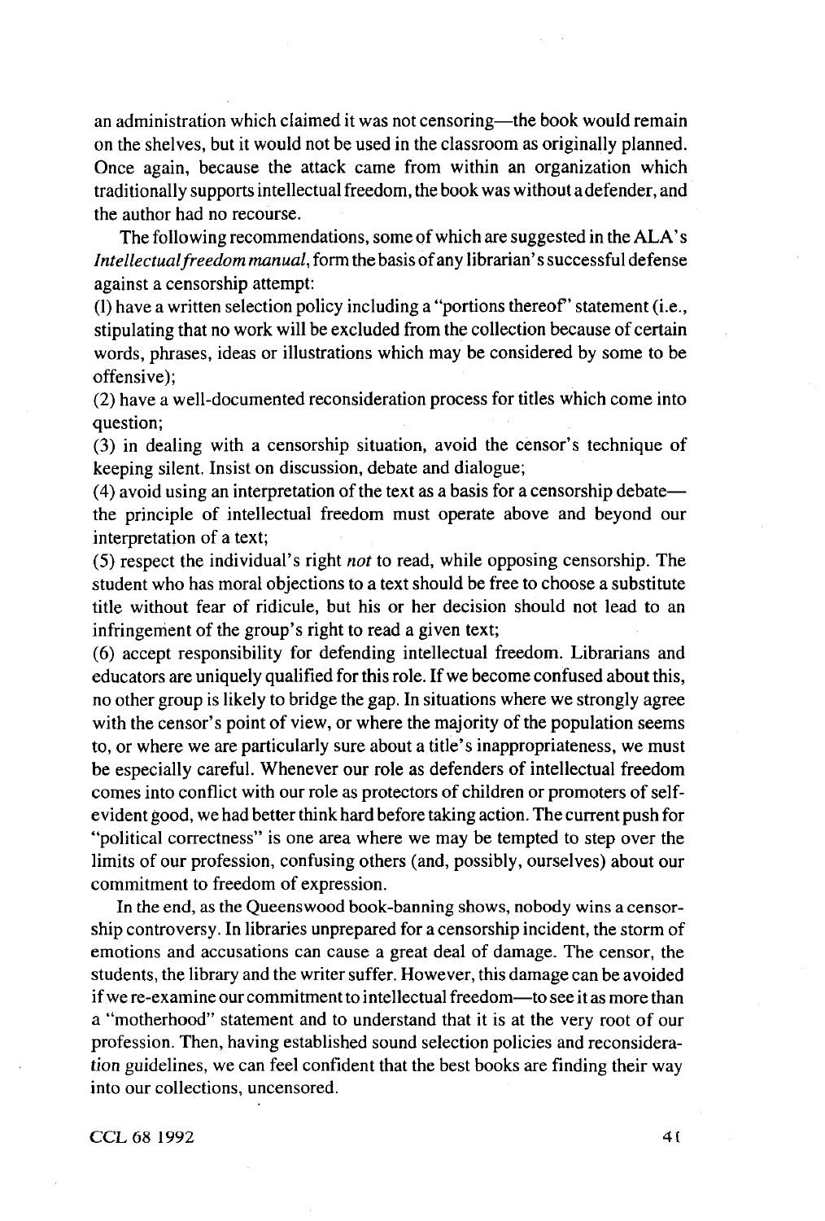an administration which claimed it was not censoring—the book would remain on the shelves, but it would not be used in the classroom as originally planned. Once again, because the attack came from within an organization which traditionally supports intellectual freedom, the book was without a defender, and the author had no recourse.

The following recommendations, some of which are suggested in the ALA's *Intellectual freedom manual*, form the basis of any librarian's successful defense against a censorship attempt:

(1) have a written selection policy including a "portions thereof" statement (i.e., stipulating that no work will be excluded from the collection because of certain words, phrases, ideas or illustrations which may be considered by some to be offensive);

(2) have a well-documented reconsideration process for titles which come into question;

(3) in dealing with a censorship situation, avoid the censor's technique of keeping silent. Insist on discussion, debate and dialogue;

(4) avoid using an interpretation of the text as a basis for a censorship debate—the principle of intellectual freedom must operate above and beyond our interpretation of a text;

(5) respect the individual's right *not* to read, while opposing censorship. The student who has moral objections to a text should be free to choose a substitute title without fear of ridicule, but his or her decision should not lead to an infringement of the group's right to read a given text;

(6) accept responsibility for defending intellectual freedom. Librarians and educators are uniquely qualified for this role. If we become confused about this, no other group is likely to bridge the gap. In situations where we strongly agree with the censor's point of view, or where the majority of the population seems to, or where we are particularly sure about a title's inappropriateness, we must be especially careful. Whenever our role as defenders of intellectual freedom comes into conflict with our role as protectors of children or promoters of self-evident good, we had better think hard before taking action. The current push for "political correctness" is one area where we may be tempted to step over the limits of our profession, confusing others (and, possibly, ourselves) about our commitment to freedom of expression.

In the end, as the Queenswood book-banning shows, nobody wins a censorship controversy. In libraries unprepared for a censorship incident, the storm of emotions and accusations can cause a great deal of damage. The censor, the students, the library and the writer suffer. However, this damage can be avoided if we re-examine our commitment to intellectual freedom—to see it as more than a "motherhood" statement and to understand that it is at the very root of our profession. Then, having established sound selection policies and reconsideration guidelines, we can feel confident that the best books are finding their way into our collections, uncensored.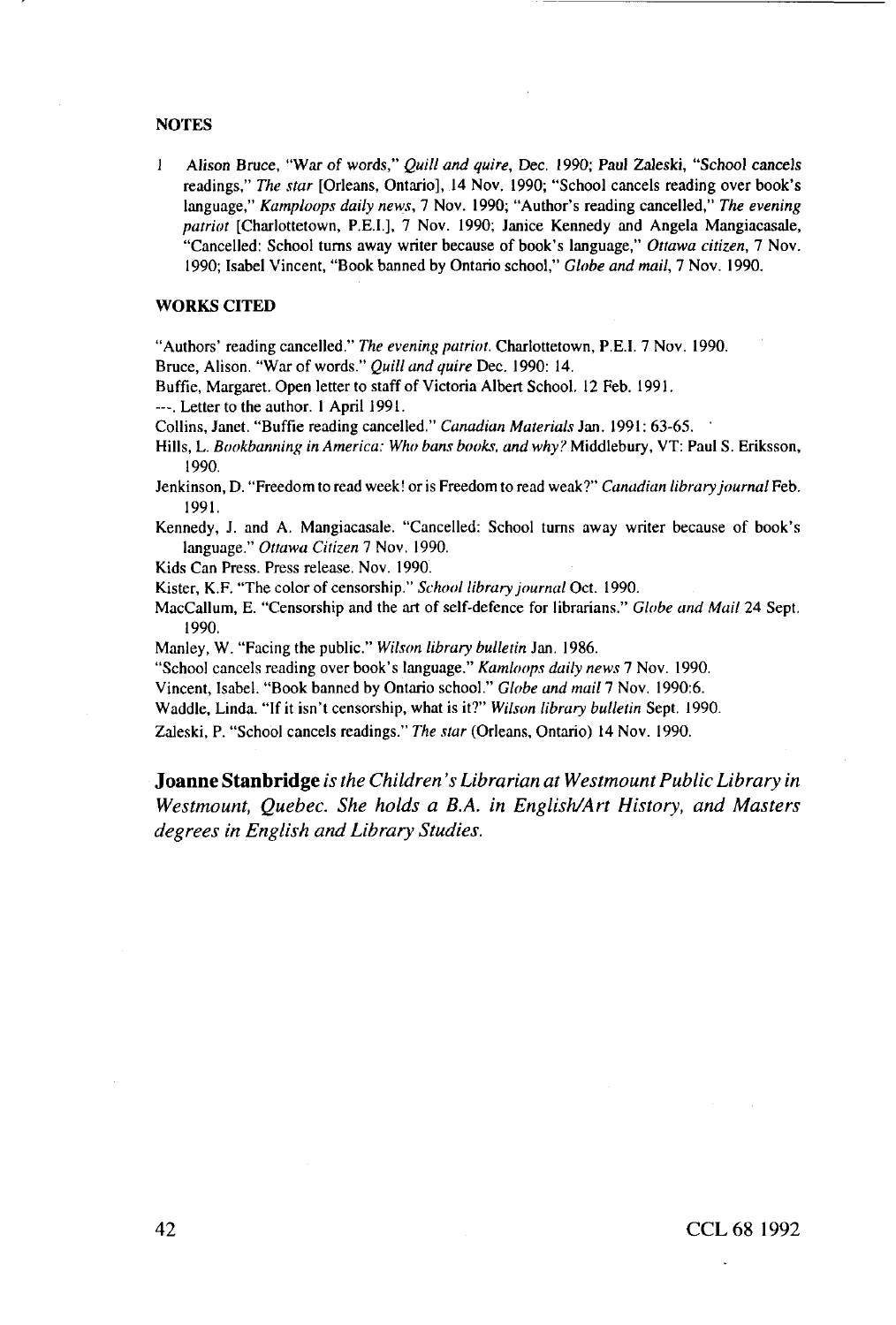## NOTES

1 Alison Bruce, "War of words," *Quill and quire*, Dec. 1990; Paul Zaleski, "School cancels readings," *The star* [Orleans, Ontario], 14 Nov. 1990; "School cancels reading over book's language," *Kamploops daily news*, 7 Nov. 1990; "Author's reading cancelled," *The evening patriot* [Charlottetown, P.E.I.], 7 Nov. 1990; Janice Kennedy and Angela Mangiacasale, "Cancelled: School turns away writer because of book's language," *Ottawa citizen*, 7 Nov. 1990; Isabel Vincent, "Book banned by Ontario school," *Globe and mail*, 7 Nov. 1990.

## WORKS CITED

"Authors' reading cancelled." *The evening patriot*. Charlottetown, P.E.I. 7 Nov. 1990.

Bruce, Alison. "War of words." *Quill and quire* Dec. 1990: 14.

Buffie, Margaret. Open letter to staff of Victoria Albert School. 12 Feb. 1991.

---. Letter to the author. 1 April 1991.

Collins, Janet. "Buffie reading cancelled." *Canadian Materials* Jan. 1991: 63-65.

Hills, L. *Bookbanning in America: Who bans books, and why?* Middlebury, VT: Paul S. Eriksson, 1990.

Jenkinson, D. "Freedom to read week! or is Freedom to read weak?" *Canadian library journal* Feb. 1991.

Kennedy, J. and A. Mangiacasale. "Cancelled: School turns away writer because of book's language." *Ottawa Citizen* 7 Nov. 1990.

Kids Can Press. Press release. Nov. 1990.

Kister, K.F. "The color of censorship." *School library journal* Oct. 1990.

MacCallum, E. "Censorship and the art of self-defence for librarians." *Globe and Mail* 24 Sept. 1990.

Manley, W. "Facing the public." *Wilson library bulletin* Jan. 1986.

"School cancels reading over book's language." *Kamloops daily news* 7 Nov. 1990.

Vincent, Isabel. "Book banned by Ontario school." *Globe and mail* 7 Nov. 1990:6.

Waddle, Linda. "If it isn't censorship, what is it?" *Wilson library bulletin* Sept. 1990.

Zaleski, P. "School cancels readings." *The star* (Orleans, Ontario) 14 Nov. 1990.

**Joanne Stanbridge** *is the Children's Librarian at Westmount Public Library in Westmount, Quebec. She holds a B.A. in English/Art History, and Masters degrees in English and Library Studies.*